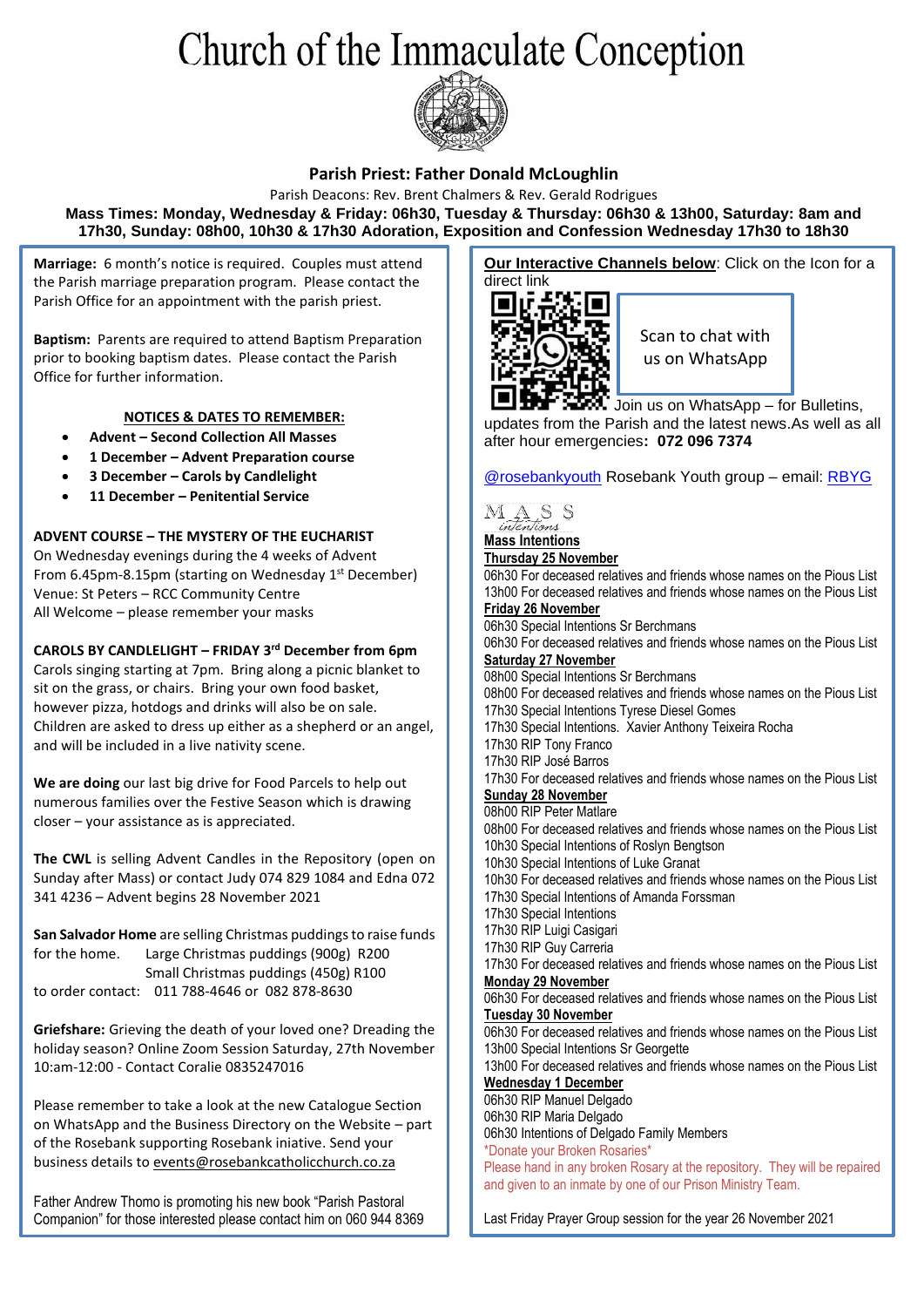# Church of the Immaculate Conception

## Parish Priest: Father Donald McLoughlin

Parish Deacons: Rev. Brent Chalmers & Rev. Gerald Rodrigues

**Mass Times: Monday, Wednesday & Friday: 06h30, Tuesday & Thursday: 06h30 & 13h00, Saturday: 8am and 17h30, Sunday: 08h00, 10h30 & 17h30 Adoration, Exposition and Confession Wednesday 17h30 to 18h30**

**Marriage:** 6 month's notice is required. Couples must attend the Parish marriage preparation program. Please contact the Parish Office for an appointment with the parish priest.

**Baptism:** Parents are required to attend Baptism Preparation prior to booking baptism dates. Please contact the Parish Office for further information.

### NOTICES & DATES TO REMEMBER:

- **Advent – Second Collection All Masses**
- **1 December – Advent Preparation course**
- **3 December – Carols by Candlelight**
- **11 December – Penitential Service**

**ADVENT COURSE – THE MYSTERY OF THE EUCHARIST**
On Wednesday evenings during the 4 weeks of Advent
From 6.45pm-8.15pm (starting on Wednesday 1st December)
Venue: St Peters – RCC Community Centre
All Welcome – please remember your masks

**CAROLS BY CANDLELIGHT – FRIDAY 3rd December from 6pm**
Carols singing starting at 7pm. Bring along a picnic blanket to sit on the grass, or chairs. Bring your own food basket, however pizza, hotdogs and drinks will also be on sale. Children are asked to dress up either as a shepherd or an angel, and will be included in a live nativity scene.

**We are doing** our last big drive for Food Parcels to help out numerous families over the Festive Season which is drawing closer – your assistance as is appreciated.

**The CWL** is selling Advent Candles in the Repository (open on Sunday after Mass) or contact Judy 074 829 1084 and Edna 072 341 4236 – Advent begins 28 November 2021

**San Salvador Home** are selling Christmas puddings to raise funds for the home. Large Christmas puddings (900g) R200
Small Christmas puddings (450g) R100
to order contact: 011 788-4646 or 082 878-8630

**Griefshare:** Grieving the death of your loved one? Dreading the holiday season? Online Zoom Session Saturday, 27th November 10:am-12:00 - Contact Coralie 0835247016

Please remember to take a look at the new Catalogue Section on WhatsApp and the Business Directory on the Website – part of the Rosebank supporting Rosebank iniative. Send your business details to events@rosebankcatholicchurch.co.za

Father Andrew Thomo is promoting his new book "Parish Pastoral Companion" for those interested please contact him on 060 944 8369

**Our Interactive Channels below**: Click on the Icon for a direct link

Scan to chat with us on WhatsApp

Join us on WhatsApp – for Bulletins, updates from the Parish and the latest news.As well as all after hour emergencies**: 072 096 7374**

@rosebankyouth Rosebank Youth group – email: RBYG

MASS intentions

**Mass Intentions**

**Thursday 25 November**
06h30 For deceased relatives and friends whose names on the Pious List
13h00 For deceased relatives and friends whose names on the Pious List

**Friday 26 November**
06h30 Special Intentions Sr Berchmans
06h30 For deceased relatives and friends whose names on the Pious List

**Saturday 27 November**
08h00 Special Intentions Sr Berchmans
08h00 For deceased relatives and friends whose names on the Pious List
17h30 Special Intentions Tyrese Diesel Gomes
17h30 Special Intentions. Xavier Anthony Teixeira Rocha
17h30 RIP Tony Franco
17h30 RIP José Barros
17h30 For deceased relatives and friends whose names on the Pious List

**Sunday 28 November**
08h00 RIP Peter Matlare
08h00 For deceased relatives and friends whose names on the Pious List
10h30 Special Intentions of Roslyn Bengtson
10h30 Special Intentions of Luke Granat
10h30 For deceased relatives and friends whose names on the Pious List
17h30 Special Intentions of Amanda Forssman
17h30 Special Intentions
17h30 RIP Luigi Casigari
17h30 RIP Guy Carreria
17h30 For deceased relatives and friends whose names on the Pious List

**Monday 29 November**
06h30 For deceased relatives and friends whose names on the Pious List

**Tuesday 30 November**
06h30 For deceased relatives and friends whose names on the Pious List
13h00 Special Intentions Sr Georgette
13h00 For deceased relatives and friends whose names on the Pious List

**Wednesday 1 December**
06h30 RIP Manuel Delgado
06h30 RIP Maria Delgado
06h30 Intentions of Delgado Family Members

*Donate your Broken Rosaries*
Please hand in any broken Rosary at the repository. They will be repaired and given to an inmate by one of our Prison Ministry Team.

Last Friday Prayer Group session for the year 26 November 2021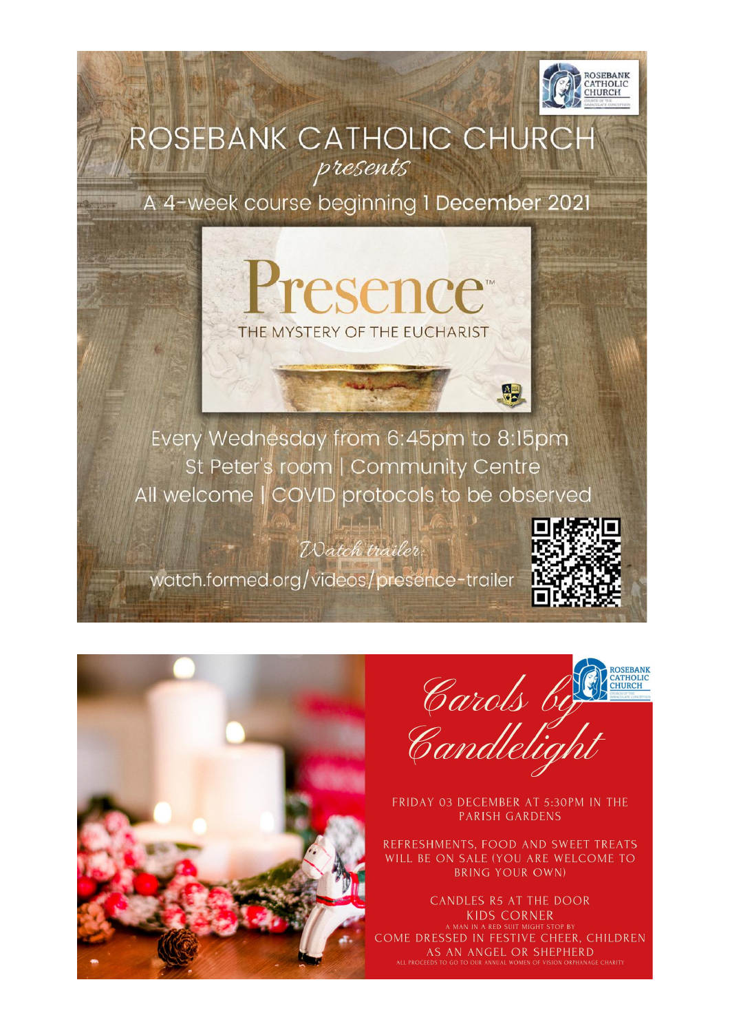# ROSEBANK CATHOLIC CHURCH

*presents*

A 4-week course beginning 1 December 2021

## Presence™

THE MYSTERY OF THE EUCHARIST

Every Wednesday from 6:45pm to 8:15pm

St Peter's room | Community Centre

All welcome | COVID protocols to be observed

*Watch trailer:*

watch.formed.org/videos/presence-trailer

---

## Carols by Candlelight

FRIDAY 03 DECEMBER AT 5:30PM IN THE PARISH GARDENS

REFRESHMENTS, FOOD AND SWEET TREATS WILL BE ON SALE (YOU ARE WELCOME TO BRING YOUR OWN)

CANDLES R5 AT THE DOOR

KIDS CORNER

A MAN IN A RED SUIT MIGHT STOP BY

COME DRESSED IN FESTIVE CHEER, CHILDREN AS AN ANGEL OR SHEPHERD

ALL PROCEEDS TO GO TO OUR ANNUAL WOMEN OF VISION ORPHANAGE CHARITY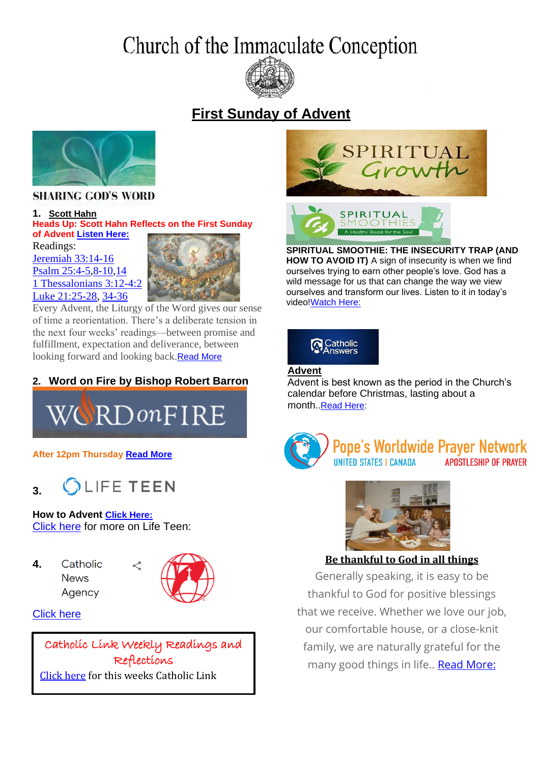# Church of the Immaculate Conception

## First Sunday of Advent

SHARING GOD'S WORD

1. **Scott Hahn**

**Heads Up: Scott Hahn Reflects on the First Sunday of Advent Listen Here:**

Readings:
Jeremiah 33:14-16
Psalm 25:4-5,8-10,14
1 Thessalonians 3:12-4:2
Luke 21:25-28, 34-36

Every Advent, the Liturgy of the Word gives our sense of time a reorientation. There's a deliberate tension in the next four weeks' readings—between promise and fulfillment, expectation and deliverance, between looking forward and looking back. Read More

2. **Word on Fire by Bishop Robert Barron**

WORDonFIRE

**After 12pm Thursday Read More**

3. LIFE TEEN

**How to Advent Click Here:**
Click here for more on Life Teen:

4. Catholic News Agency

Click here

Catholic Link Weekly Readings and Reflections

Click here for this weeks Catholic Link

SPIRITUAL Growth

SPIRITUAL SMOOTHIES
A Healthy Boost for the Soul

**SPIRITUAL SMOOTHIE: THE INSECURITY TRAP (AND HOW TO AVOID IT)** A sign of insecurity is when we find ourselves trying to earn other people's love. God has a wild message for us that can change the way we view ourselves and transform our lives. Listen to it in today's video! Watch Here:

Catholic Answers

**Advent**
Advent is best known as the period in the Church's calendar before Christmas, lasting about a month.. Read Here:

Pope's Worldwide Prayer Network
UNITED STATES | CANADA APOSTLESHIP OF PRAYER

**Be thankful to God in all things**

Generally speaking, it is easy to be thankful to God for positive blessings that we receive. Whether we love our job, our comfortable house, or a close-knit family, we are naturally grateful for the many good things in life.. Read More: